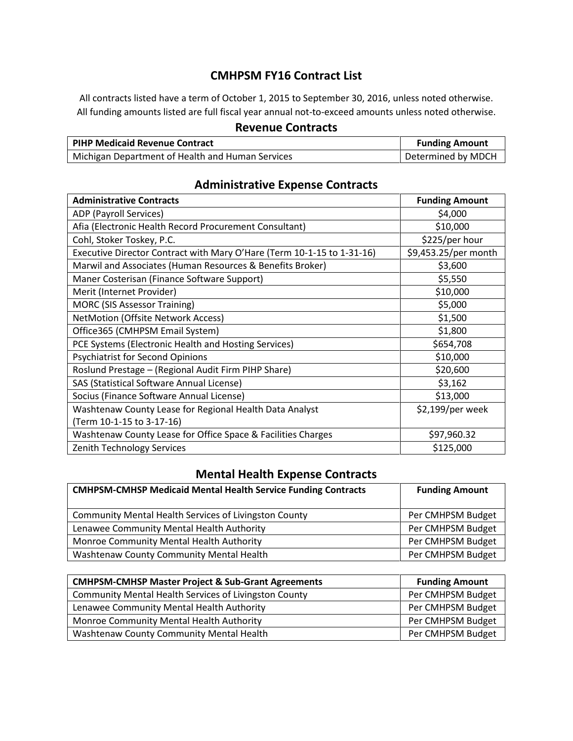# CMHPSM FY16 Contract List

All contracts listed have a term of October 1, 2015 to September 30, 2016, unless noted otherwise.
All funding amounts listed are full fiscal year annual not-to-exceed amounts unless noted otherwise.

## Revenue Contracts

| PIHP Medicaid Revenue Contract | Funding Amount |
|---|---|
| Michigan Department of Health and Human Services | Determined by MDCH |

## Administrative Expense Contracts

| Administrative Contracts | Funding Amount |
|---|---|
| ADP (Payroll Services) | $4,000 |
| Afia (Electronic Health Record Procurement Consultant) | $10,000 |
| Cohl, Stoker Toskey, P.C. | $225/per hour |
| Executive Director Contract with Mary O'Hare (Term 10-1-15 to 1-31-16) | $9,453.25/per month |
| Marwil and Associates (Human Resources & Benefits Broker) | $3,600 |
| Maner Costerisan (Finance Software Support) | $5,550 |
| Merit (Internet Provider) | $10,000 |
| MORC (SIS Assessor Training) | $5,000 |
| NetMotion (Offsite Network Access) | $1,500 |
| Office365 (CMHPSM Email System) | $1,800 |
| PCE Systems (Electronic Health and Hosting Services) | $654,708 |
| Psychiatrist for Second Opinions | $10,000 |
| Roslund Prestage – (Regional Audit Firm PIHP Share) | $20,600 |
| SAS (Statistical Software Annual License) | $3,162 |
| Socius (Finance Software Annual License) | $13,000 |
| Washtenaw County Lease for Regional Health Data Analyst (Term 10-1-15 to 3-17-16) | $2,199/per week |
| Washtenaw County Lease for Office Space & Facilities Charges | $97,960.32 |
| Zenith Technology Services | $125,000 |

## Mental Health Expense Contracts

| CMHPSM-CMHSP Medicaid Mental Health Service Funding Contracts | Funding Amount |
|---|---|
| Community Mental Health Services of Livingston County | Per CMHPSM Budget |
| Lenawee Community Mental Health Authority | Per CMHPSM Budget |
| Monroe Community Mental Health Authority | Per CMHPSM Budget |
| Washtenaw County Community Mental Health | Per CMHPSM Budget |

| CMHPSM-CMHSP Master Project & Sub-Grant Agreements | Funding Amount |
|---|---|
| Community Mental Health Services of Livingston County | Per CMHPSM Budget |
| Lenawee Community Mental Health Authority | Per CMHPSM Budget |
| Monroe Community Mental Health Authority | Per CMHPSM Budget |
| Washtenaw County Community Mental Health | Per CMHPSM Budget |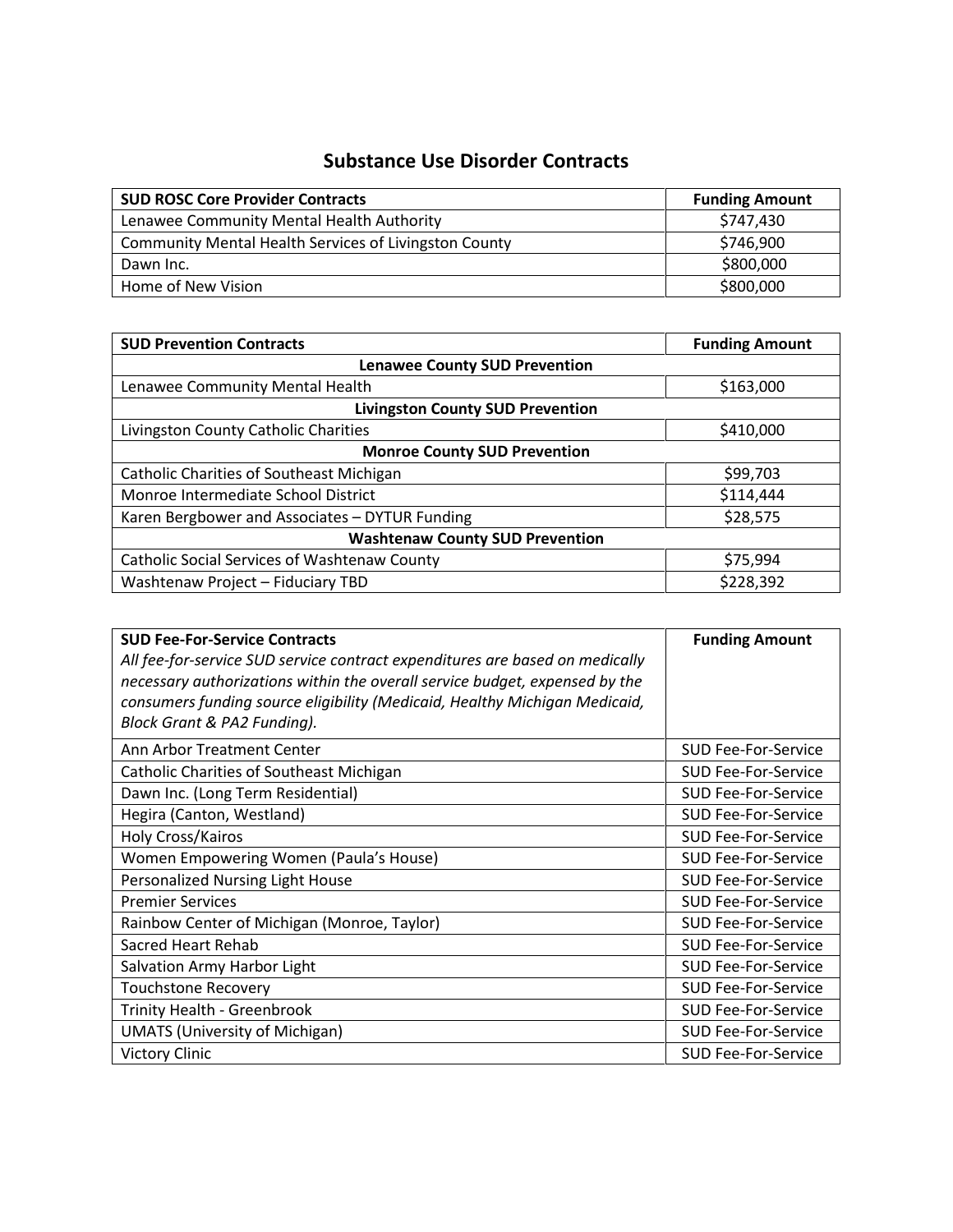# Substance Use Disorder Contracts

| SUD ROSC Core Provider Contracts | Funding Amount |
| --- | --- |
| Lenawee Community Mental Health Authority | $747,430 |
| Community Mental Health Services of Livingston County | $746,900 |
| Dawn Inc. | $800,000 |
| Home of New Vision | $800,000 |

| SUD Prevention Contracts | Funding Amount |
| --- | --- |
| **Lenawee County SUD Prevention** | |
| Lenawee Community Mental Health | $163,000 |
| **Livingston County SUD Prevention** | |
| Livingston County Catholic Charities | $410,000 |
| **Monroe County SUD Prevention** | |
| Catholic Charities of Southeast Michigan | $99,703 |
| Monroe Intermediate School District | $114,444 |
| Karen Bergbower and Associates – DYTUR Funding | $28,575 |
| **Washtenaw County SUD Prevention** | |
| Catholic Social Services of Washtenaw County | $75,994 |
| Washtenaw Project – Fiduciary TBD | $228,392 |

| **SUD Fee-For-Service Contracts** *All fee-for-service SUD service contract expenditures are based on medically necessary authorizations within the overall service budget, expensed by the consumers funding source eligibility (Medicaid, Healthy Michigan Medicaid, Block Grant & PA2 Funding).* | Funding Amount |
| --- | --- |
| Ann Arbor Treatment Center | SUD Fee-For-Service |
| Catholic Charities of Southeast Michigan | SUD Fee-For-Service |
| Dawn Inc. (Long Term Residential) | SUD Fee-For-Service |
| Hegira (Canton, Westland) | SUD Fee-For-Service |
| Holy Cross/Kairos | SUD Fee-For-Service |
| Women Empowering Women (Paula's House) | SUD Fee-For-Service |
| Personalized Nursing Light House | SUD Fee-For-Service |
| Premier Services | SUD Fee-For-Service |
| Rainbow Center of Michigan (Monroe, Taylor) | SUD Fee-For-Service |
| Sacred Heart Rehab | SUD Fee-For-Service |
| Salvation Army Harbor Light | SUD Fee-For-Service |
| Touchstone Recovery | SUD Fee-For-Service |
| Trinity Health - Greenbrook | SUD Fee-For-Service |
| UMATS (University of Michigan) | SUD Fee-For-Service |
| Victory Clinic | SUD Fee-For-Service |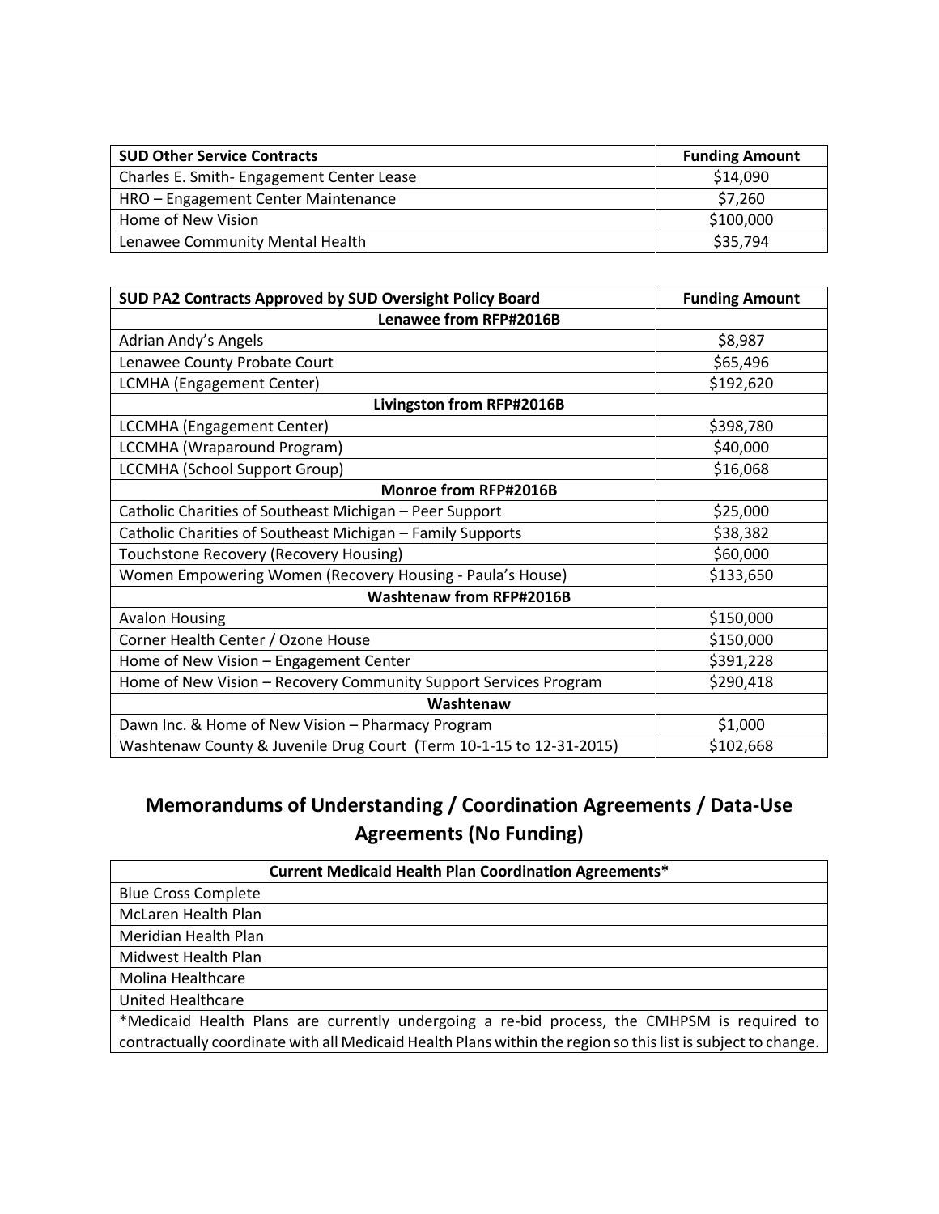| SUD Other Service Contracts | Funding Amount |
| --- | --- |
| Charles E. Smith- Engagement Center Lease | $14,090 |
| HRO – Engagement Center Maintenance | $7,260 |
| Home of New Vision | $100,000 |
| Lenawee Community Mental Health | $35,794 |

| SUD PA2 Contracts Approved by SUD Oversight Policy Board | Funding Amount |
| --- | --- |
| **Lenawee from RFP#2016B** | |
| Adrian Andy's Angels | $8,987 |
| Lenawee County Probate Court | $65,496 |
| LCMHA (Engagement Center) | $192,620 |
| **Livingston from RFP#2016B** | |
| LCCMHA (Engagement Center) | $398,780 |
| LCCMHA (Wraparound Program) | $40,000 |
| LCCMHA (School Support Group) | $16,068 |
| **Monroe from RFP#2016B** | |
| Catholic Charities of Southeast Michigan – Peer Support | $25,000 |
| Catholic Charities of Southeast Michigan – Family Supports | $38,382 |
| Touchstone Recovery (Recovery Housing) | $60,000 |
| Women Empowering Women (Recovery Housing - Paula's House) | $133,650 |
| **Washtenaw from RFP#2016B** | |
| Avalon Housing | $150,000 |
| Corner Health Center / Ozone House | $150,000 |
| Home of New Vision – Engagement Center | $391,228 |
| Home of New Vision – Recovery Community Support Services Program | $290,418 |
| **Washtenaw** | |
| Dawn Inc. & Home of New Vision – Pharmacy Program | $1,000 |
| Washtenaw County & Juvenile Drug Court (Term 10-1-15 to 12-31-2015) | $102,668 |

## Memorandums of Understanding / Coordination Agreements / Data-Use Agreements (No Funding)

| Current Medicaid Health Plan Coordination Agreements* |
| --- |
| Blue Cross Complete |
| McLaren Health Plan |
| Meridian Health Plan |
| Midwest Health Plan |
| Molina Healthcare |
| United Healthcare |
| *Medicaid Health Plans are currently undergoing a re-bid process, the CMHPSM is required to contractually coordinate with all Medicaid Health Plans within the region so this list is subject to change. |